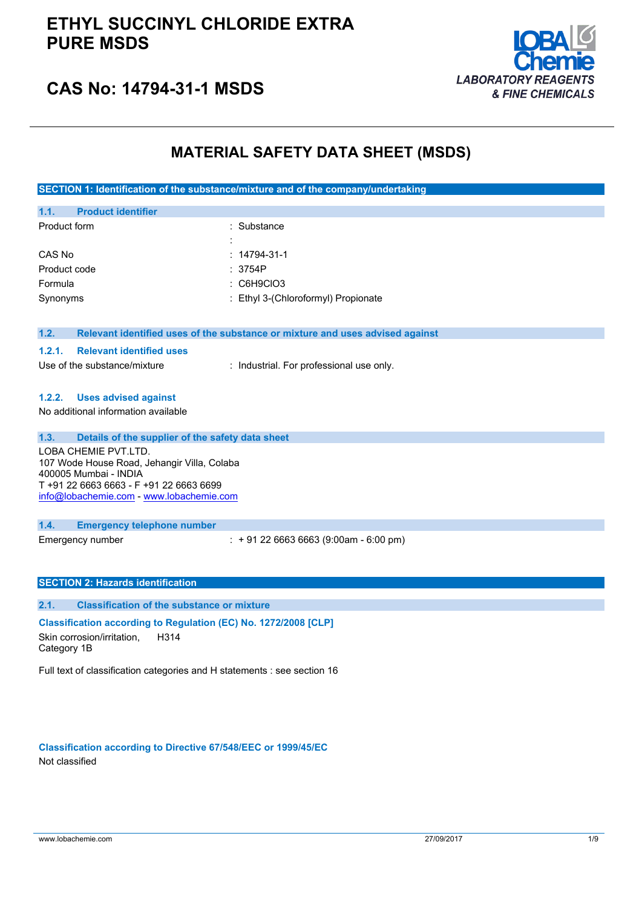# ETHYL SUCCINYL CHLORIDE EXTRA PURE MSDS

## CAS No: 14794-31-1 MSDS

LOBA Chemie
*LABORATORY REAGENTS & FINE CHEMICALS*

# MATERIAL SAFETY DATA SHEET (MSDS)

## SECTION 1: Identification of the substance/mixture and of the company/undertaking

### 1.1. Product identifier

| | |
|---|---|
| Product form | : Substance |
| | : |
| CAS No | : 14794-31-1 |
| Product code | : 3754P |
| Formula | : C6H9ClO3 |
| Synonyms | : Ethyl 3-(Chloroformyl) Propionate |

### 1.2. Relevant identified uses of the substance or mixture and uses advised against

#### 1.2.1. Relevant identified uses

Use of the substance/mixture : Industrial. For professional use only.

#### 1.2.2. Uses advised against

No additional information available

### 1.3. Details of the supplier of the safety data sheet

LOBA CHEMIE PVT.LTD.
107 Wode House Road, Jehangir Villa, Colaba
400005 Mumbai - INDIA
T +91 22 6663 6663 - F +91 22 6663 6699
info@lobachemie.com - www.lobachemie.com

### 1.4. Emergency telephone number

Emergency number : + 91 22 6663 6663 (9:00am - 6:00 pm)

## SECTION 2: Hazards identification

### 2.1. Classification of the substance or mixture

**Classification according to Regulation (EC) No. 1272/2008 [CLP]**

Skin corrosion/irritation, Category 1B H314

Full text of classification categories and H statements : see section 16

**Classification according to Directive 67/548/EEC or 1999/45/EC**

Not classified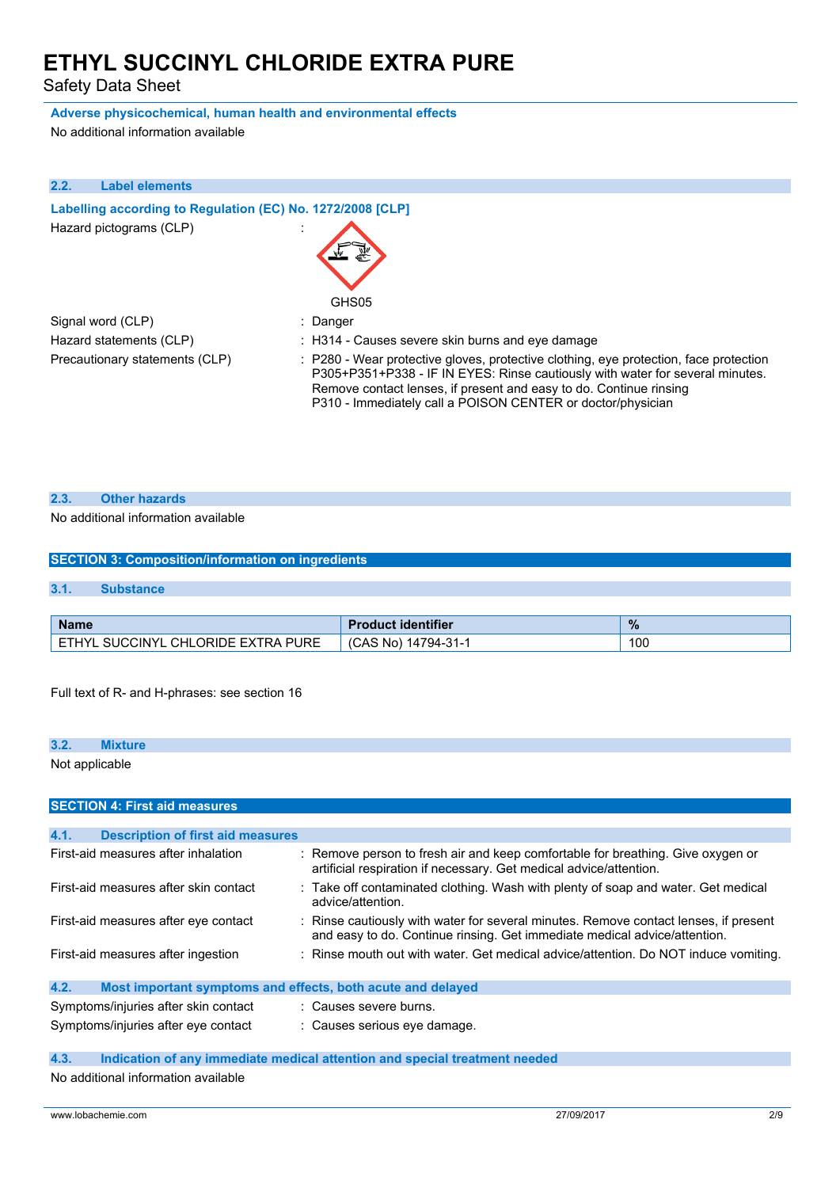**Adverse physicochemical, human health and environmental effects**

No additional information available

### 2.2. Label elements

**Labelling according to Regulation (EC) No. 1272/2008 [CLP]**

Hazard pictograms (CLP) :

GHS05

Signal word (CLP) : Danger

Hazard statements (CLP) : H314 - Causes severe skin burns and eye damage

Precautionary statements (CLP) : P280 - Wear protective gloves, protective clothing, eye protection, face protection
P305+P351+P338 - IF IN EYES: Rinse cautiously with water for several minutes. Remove contact lenses, if present and easy to do. Continue rinsing
P310 - Immediately call a POISON CENTER or doctor/physician

### 2.3. Other hazards

No additional information available

## SECTION 3: Composition/information on ingredients

### 3.1. Substance

| Name | Product identifier | % |
|---|---|---|
| ETHYL SUCCINYL CHLORIDE EXTRA PURE | (CAS No) 14794-31-1 | 100 |

Full text of R- and H-phrases: see section 16

### 3.2. Mixture

Not applicable

## SECTION 4: First aid measures

### 4.1. Description of first aid measures

First-aid measures after inhalation : Remove person to fresh air and keep comfortable for breathing. Give oxygen or artificial respiration if necessary. Get medical advice/attention.

First-aid measures after skin contact : Take off contaminated clothing. Wash with plenty of soap and water. Get medical advice/attention.

First-aid measures after eye contact : Rinse cautiously with water for several minutes. Remove contact lenses, if present and easy to do. Continue rinsing. Get immediate medical advice/attention.

First-aid measures after ingestion : Rinse mouth out with water. Get medical advice/attention. Do NOT induce vomiting.

### 4.2. Most important symptoms and effects, both acute and delayed

Symptoms/injuries after skin contact : Causes severe burns.

Symptoms/injuries after eye contact : Causes serious eye damage.

### 4.3. Indication of any immediate medical attention and special treatment needed

No additional information available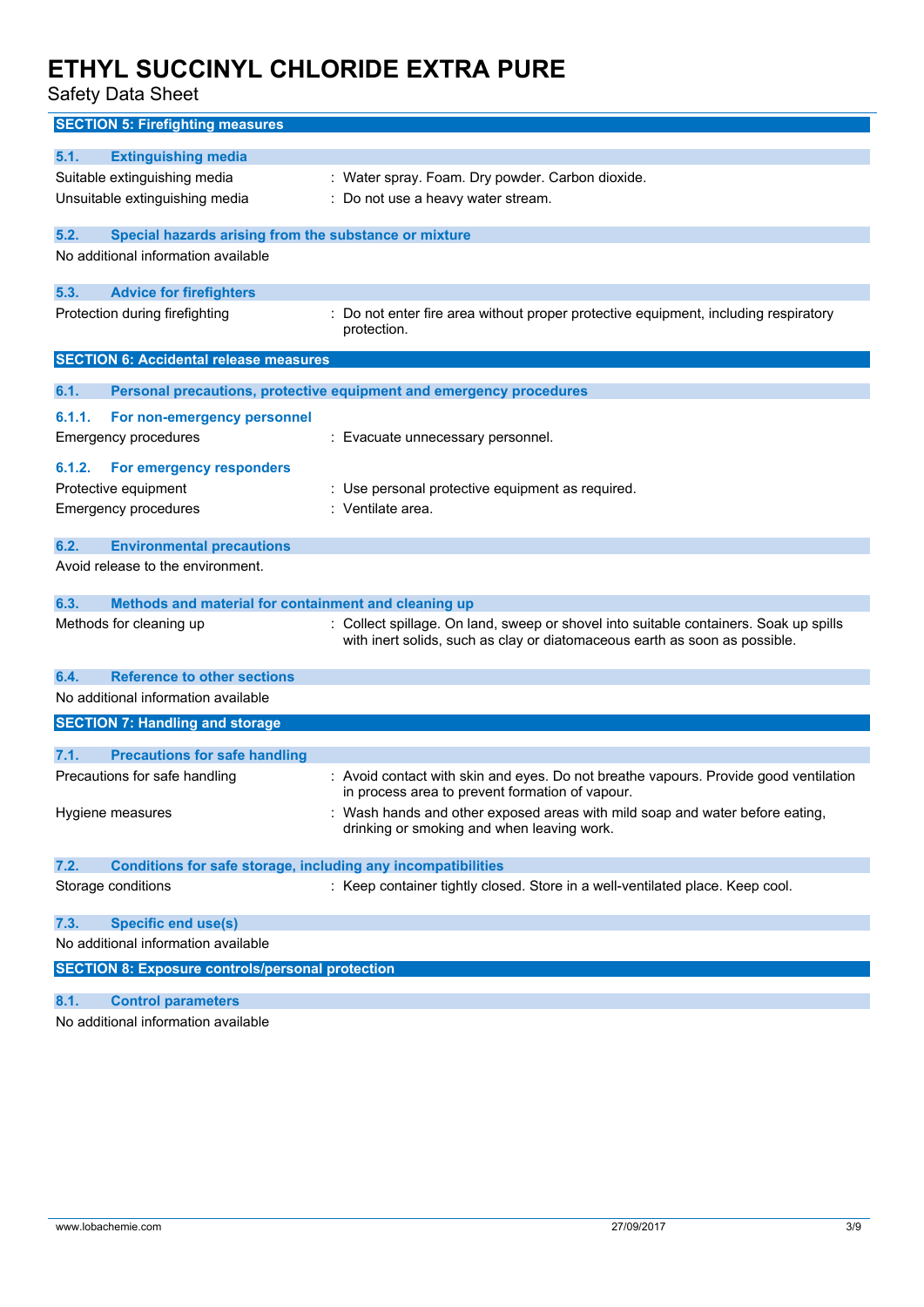## SECTION 5: Firefighting measures

### 5.1. Extinguishing media

| | |
|---|---|
| Suitable extinguishing media | : Water spray. Foam. Dry powder. Carbon dioxide. |
| Unsuitable extinguishing media | : Do not use a heavy water stream. |

### 5.2. Special hazards arising from the substance or mixture

No additional information available

### 5.3. Advice for firefighters

| | |
|---|---|
| Protection during firefighting | : Do not enter fire area without proper protective equipment, including respiratory protection. |

## SECTION 6: Accidental release measures

### 6.1. Personal precautions, protective equipment and emergency procedures

#### 6.1.1. For non-emergency personnel

| | |
|---|---|
| Emergency procedures | : Evacuate unnecessary personnel. |

#### 6.1.2. For emergency responders

| | |
|---|---|
| Protective equipment | : Use personal protective equipment as required. |
| Emergency procedures | : Ventilate area. |

### 6.2. Environmental precautions

Avoid release to the environment.

### 6.3. Methods and material for containment and cleaning up

| | |
|---|---|
| Methods for cleaning up | : Collect spillage. On land, sweep or shovel into suitable containers. Soak up spills with inert solids, such as clay or diatomaceous earth as soon as possible. |

### 6.4. Reference to other sections

No additional information available

## SECTION 7: Handling and storage

### 7.1. Precautions for safe handling

| | |
|---|---|
| Precautions for safe handling | : Avoid contact with skin and eyes. Do not breathe vapours. Provide good ventilation in process area to prevent formation of vapour. |
| Hygiene measures | : Wash hands and other exposed areas with mild soap and water before eating, drinking or smoking and when leaving work. |

### 7.2. Conditions for safe storage, including any incompatibilities

| | |
|---|---|
| Storage conditions | : Keep container tightly closed. Store in a well-ventilated place. Keep cool. |

### 7.3. Specific end use(s)

No additional information available

## SECTION 8: Exposure controls/personal protection

### 8.1. Control parameters

No additional information available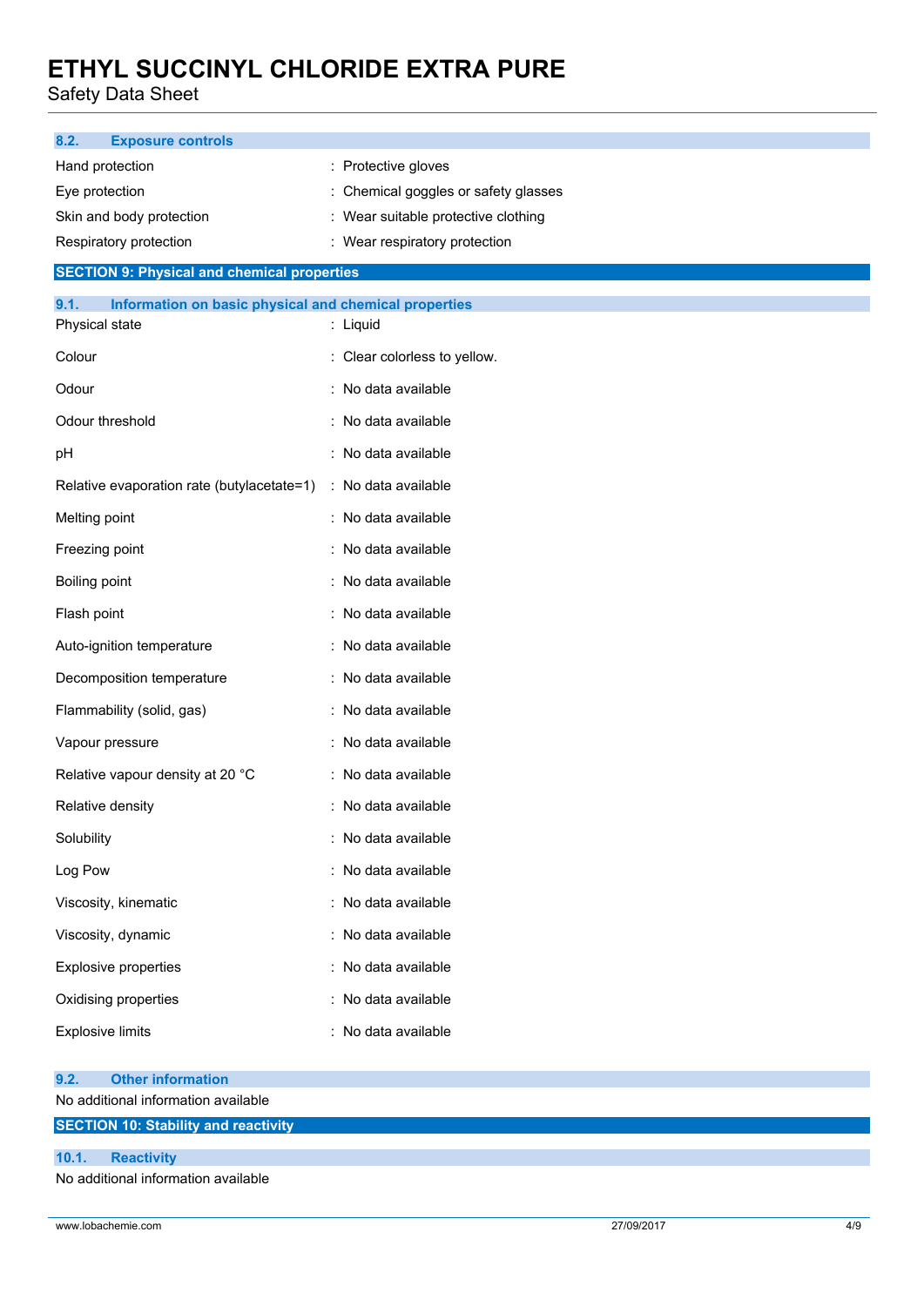### 8.2. Exposure controls

| | |
|---|---|
| Hand protection | : Protective gloves |
| Eye protection | : Chemical goggles or safety glasses |
| Skin and body protection | : Wear suitable protective clothing |
| Respiratory protection | : Wear respiratory protection |

## SECTION 9: Physical and chemical properties

### 9.1. Information on basic physical and chemical properties

| | |
|---|---|
| Physical state | : Liquid |
| Colour | : Clear colorless to yellow. |
| Odour | : No data available |
| Odour threshold | : No data available |
| pH | : No data available |
| Relative evaporation rate (butylacetate=1) | : No data available |
| Melting point | : No data available |
| Freezing point | : No data available |
| Boiling point | : No data available |
| Flash point | : No data available |
| Auto-ignition temperature | : No data available |
| Decomposition temperature | : No data available |
| Flammability (solid, gas) | : No data available |
| Vapour pressure | : No data available |
| Relative vapour density at 20 °C | : No data available |
| Relative density | : No data available |
| Solubility | : No data available |
| Log Pow | : No data available |
| Viscosity, kinematic | : No data available |
| Viscosity, dynamic | : No data available |
| Explosive properties | : No data available |
| Oxidising properties | : No data available |
| Explosive limits | : No data available |

### 9.2. Other information

No additional information available

## SECTION 10: Stability and reactivity

### 10.1. Reactivity

No additional information available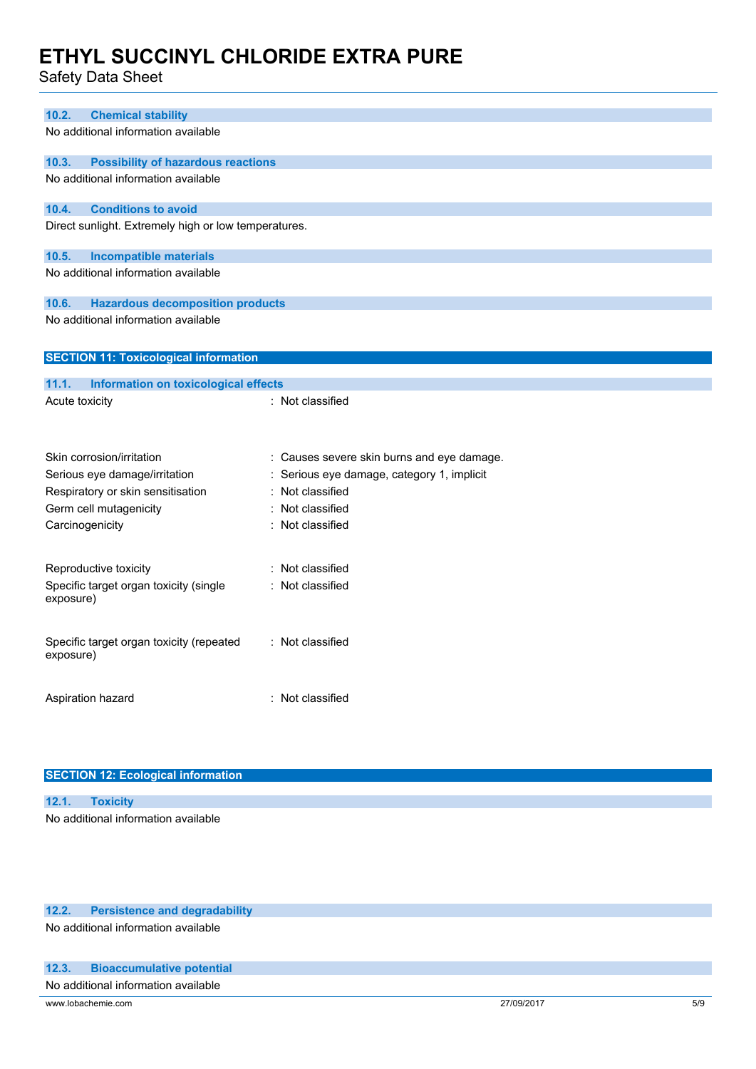### 10.2. Chemical stability

No additional information available

### 10.3. Possibility of hazardous reactions

No additional information available

### 10.4. Conditions to avoid

Direct sunlight. Extremely high or low temperatures.

### 10.5. Incompatible materials

No additional information available

### 10.6. Hazardous decomposition products

No additional information available

## SECTION 11: Toxicological information

### 11.1. Information on toxicological effects

| | |
|---|---|
| Acute toxicity | : Not classified |
| Skin corrosion/irritation | : Causes severe skin burns and eye damage. |
| Serious eye damage/irritation | : Serious eye damage, category 1, implicit |
| Respiratory or skin sensitisation | : Not classified |
| Germ cell mutagenicity | : Not classified |
| Carcinogenicity | : Not classified |
| Reproductive toxicity | : Not classified |
| Specific target organ toxicity (single exposure) | : Not classified |
| Specific target organ toxicity (repeated exposure) | : Not classified |
| Aspiration hazard | : Not classified |

## SECTION 12: Ecological information

### 12.1. Toxicity

No additional information available

### 12.2. Persistence and degradability

No additional information available

### 12.3. Bioaccumulative potential

No additional information available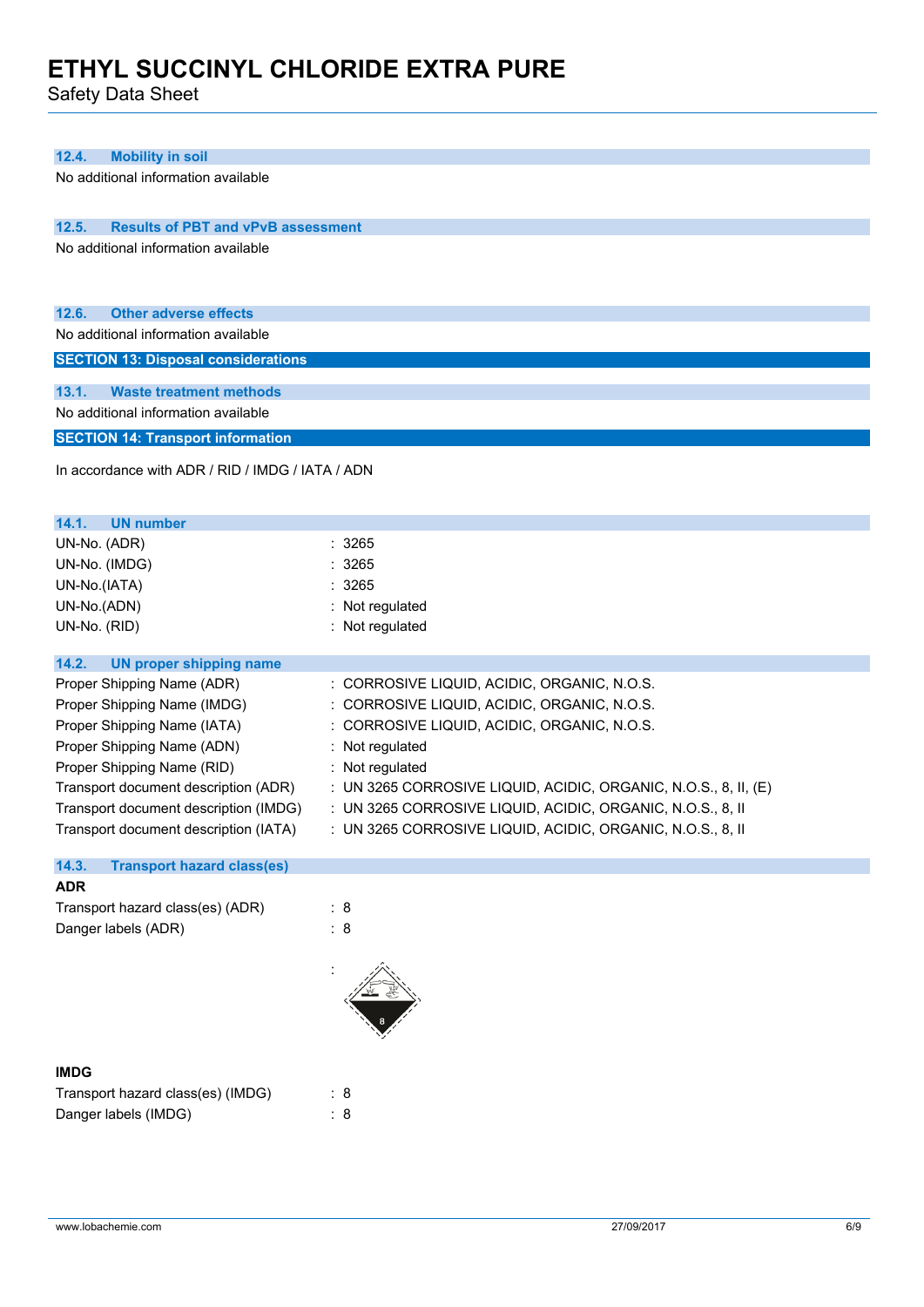### 12.4. Mobility in soil

No additional information available

### 12.5. Results of PBT and vPvB assessment

No additional information available

### 12.6. Other adverse effects

No additional information available

## SECTION 13: Disposal considerations

### 13.1. Waste treatment methods

No additional information available

## SECTION 14: Transport information

In accordance with ADR / RID / IMDG / IATA / ADN

### 14.1. UN number

| | |
|---|---|
| UN-No. (ADR) | : 3265 |
| UN-No. (IMDG) | : 3265 |
| UN-No.(IATA) | : 3265 |
| UN-No.(ADN) | : Not regulated |
| UN-No. (RID) | : Not regulated |

### 14.2. UN proper shipping name

| | |
|---|---|
| Proper Shipping Name (ADR) | : CORROSIVE LIQUID, ACIDIC, ORGANIC, N.O.S. |
| Proper Shipping Name (IMDG) | : CORROSIVE LIQUID, ACIDIC, ORGANIC, N.O.S. |
| Proper Shipping Name (IATA) | : CORROSIVE LIQUID, ACIDIC, ORGANIC, N.O.S. |
| Proper Shipping Name (ADN) | : Not regulated |
| Proper Shipping Name (RID) | : Not regulated |
| Transport document description (ADR) | : UN 3265 CORROSIVE LIQUID, ACIDIC, ORGANIC, N.O.S., 8, II, (E) |
| Transport document description (IMDG) | : UN 3265 CORROSIVE LIQUID, ACIDIC, ORGANIC, N.O.S., 8, II |
| Transport document description (IATA) | : UN 3265 CORROSIVE LIQUID, ACIDIC, ORGANIC, N.O.S., 8, II |

### 14.3. Transport hazard class(es)

**ADR**

| | |
|---|---|
| Transport hazard class(es) (ADR) | : 8 |
| Danger labels (ADR) | : 8 |
| | : |

**IMDG**

| | |
|---|---|
| Transport hazard class(es) (IMDG) | : 8 |
| Danger labels (IMDG) | : 8 |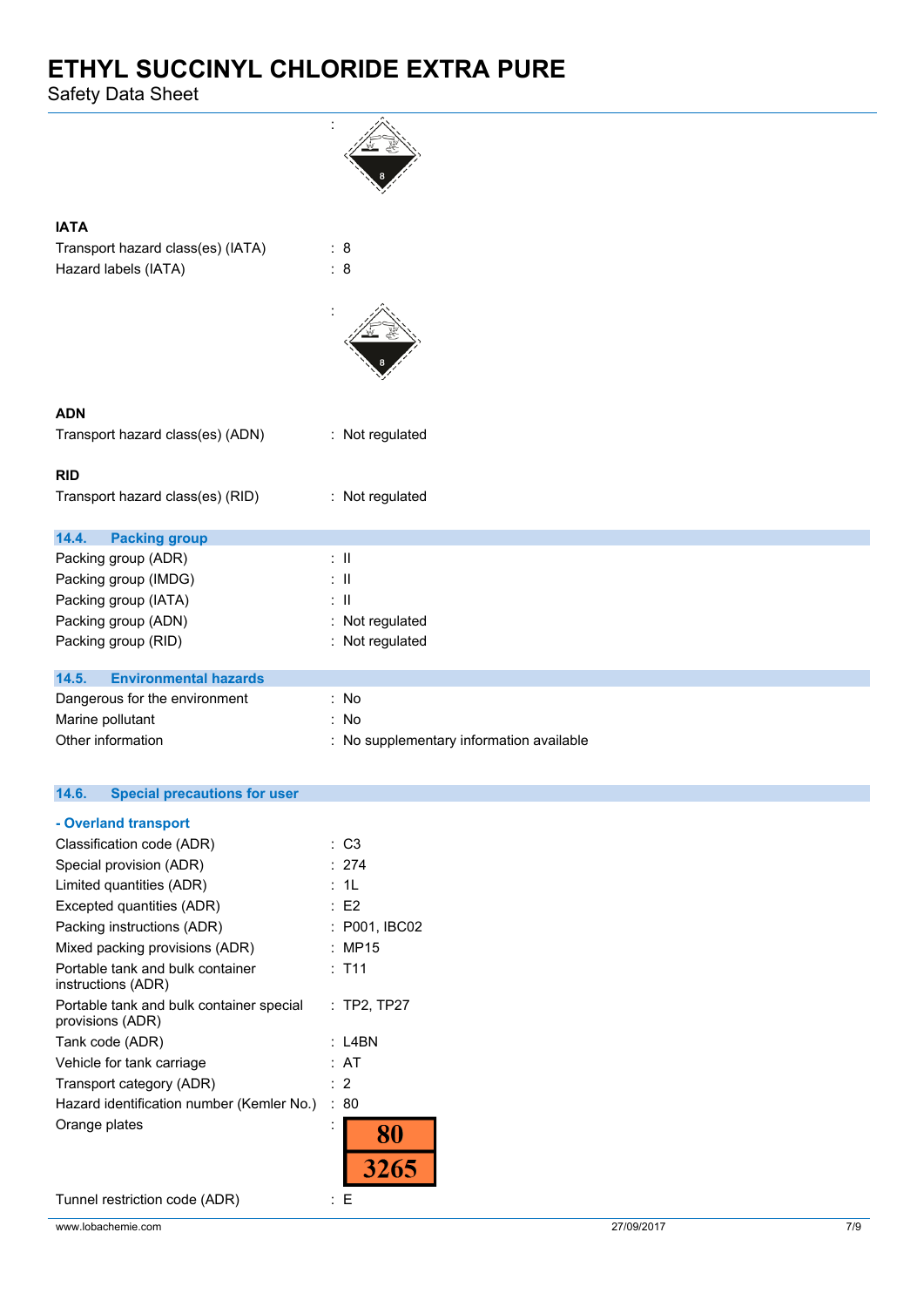:

**IATA**

Transport hazard class(es) (IATA) : 8

Hazard labels (IATA) : 8

:

**ADN**

Transport hazard class(es) (ADN) : Not regulated

**RID**

Transport hazard class(es) (RID) : Not regulated

## 14.4. Packing group

Packing group (ADR) : II

Packing group (IMDG) : II

Packing group (IATA) : II

Packing group (ADN) : Not regulated

Packing group (RID) : Not regulated

## 14.5. Environmental hazards

Dangerous for the environment : No

Marine pollutant : No

Other information : No supplementary information available

## 14.6. Special precautions for user

### - Overland transport

Classification code (ADR) : C3

Special provision (ADR) : 274

Limited quantities (ADR) : 1L

Excepted quantities (ADR) : E2

Packing instructions (ADR) : P001, IBC02

Mixed packing provisions (ADR) : MP15

Portable tank and bulk container instructions (ADR) : T11

Portable tank and bulk container special provisions (ADR) : TP2, TP27

Tank code (ADR) : L4BN

Vehicle for tank carriage : AT

Transport category (ADR) : 2

Hazard identification number (Kemler No.) : 80

Orange plates :

| 80 |
|---|
| 3265 |

Tunnel restriction code (ADR) : E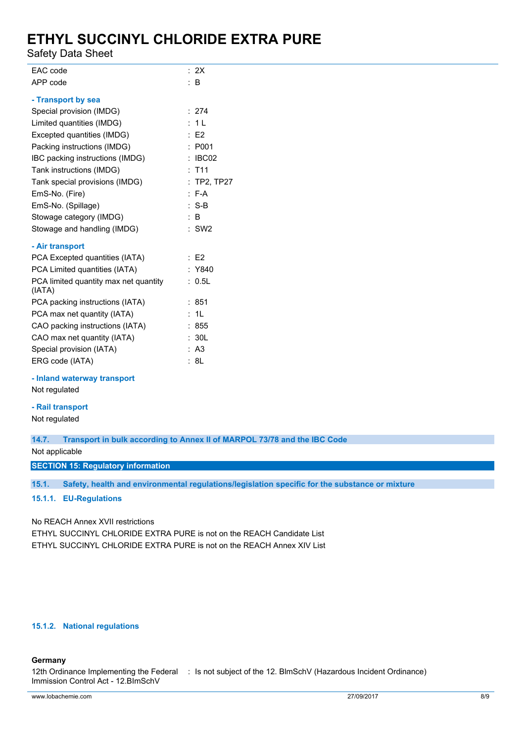| | |
|---|---|
| EAC code | : 2X |
| APP code | : B |

**- Transport by sea**

| | |
|---|---|
| Special provision (IMDG) | : 274 |
| Limited quantities (IMDG) | : 1 L |
| Excepted quantities (IMDG) | : E2 |
| Packing instructions (IMDG) | : P001 |
| IBC packing instructions (IMDG) | : IBC02 |
| Tank instructions (IMDG) | : T11 |
| Tank special provisions (IMDG) | : TP2, TP27 |
| EmS-No. (Fire) | : F-A |
| EmS-No. (Spillage) | : S-B |
| Stowage category (IMDG) | : B |
| Stowage and handling (IMDG) | : SW2 |

**- Air transport**

| | |
|---|---|
| PCA Excepted quantities (IATA) | : E2 |
| PCA Limited quantities (IATA) | : Y840 |
| PCA limited quantity max net quantity (IATA) | : 0.5L |
| PCA packing instructions (IATA) | : 851 |
| PCA max net quantity (IATA) | : 1L |
| CAO packing instructions (IATA) | : 855 |
| CAO max net quantity (IATA) | : 30L |
| Special provision (IATA) | : A3 |
| ERG code (IATA) | : 8L |

**- Inland waterway transport**

Not regulated

**- Rail transport**

Not regulated

### 14.7. Transport in bulk according to Annex II of MARPOL 73/78 and the IBC Code

Not applicable

## SECTION 15: Regulatory information

### 15.1. Safety, health and environmental regulations/legislation specific for the substance or mixture

#### 15.1.1. EU-Regulations

No REACH Annex XVII restrictions
ETHYL SUCCINYL CHLORIDE EXTRA PURE is not on the REACH Candidate List
ETHYL SUCCINYL CHLORIDE EXTRA PURE is not on the REACH Annex XIV List

#### 15.1.2. National regulations

**Germany**

| | |
|---|---|
| 12th Ordinance Implementing the Federal Immission Control Act - 12.BImSchV | : Is not subject of the 12. BlmSchV (Hazardous Incident Ordinance) |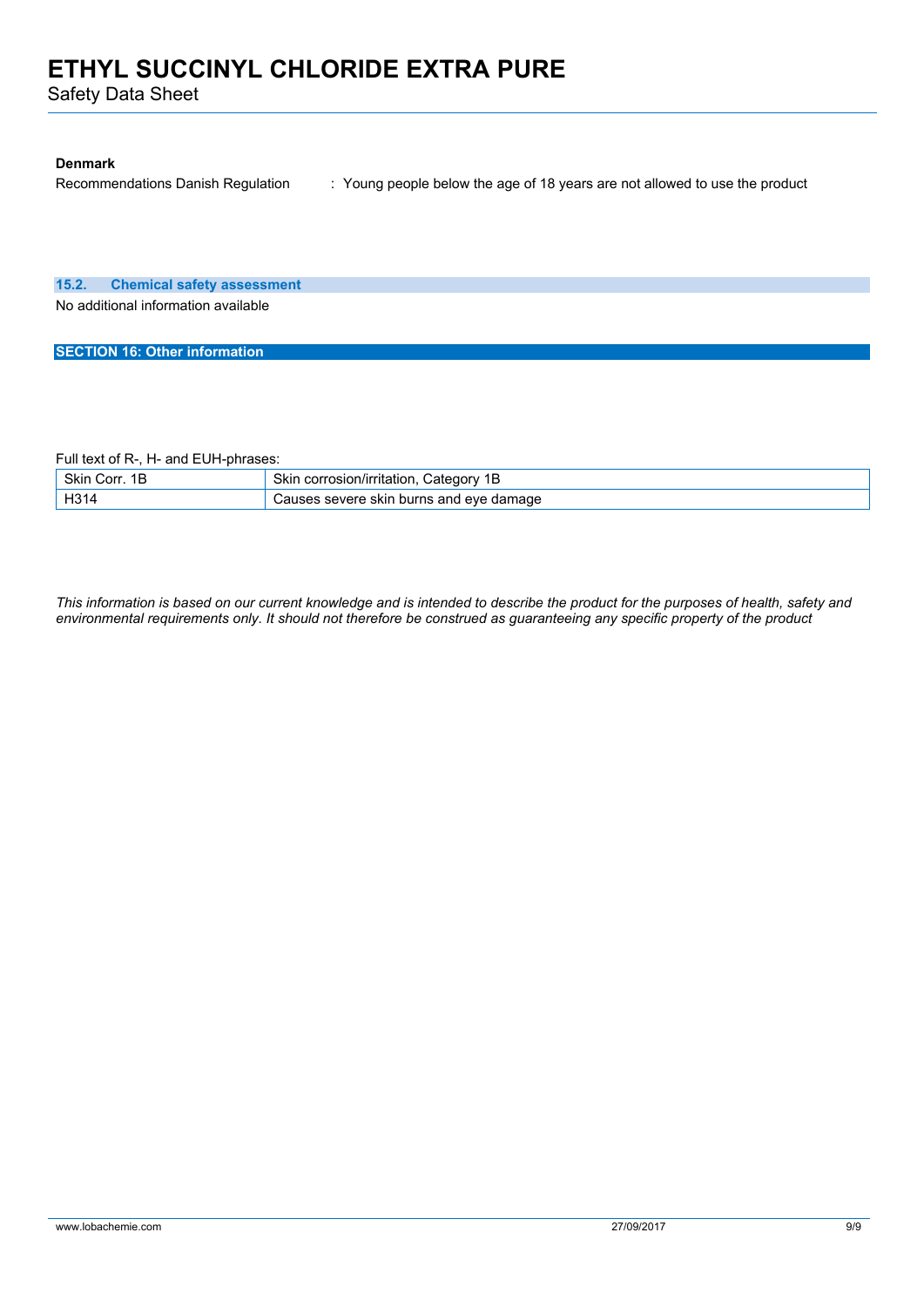**Denmark**

Recommendations Danish Regulation : Young people below the age of 18 years are not allowed to use the product

### 15.2. Chemical safety assessment

No additional information available

## SECTION 16: Other information

Full text of R-, H- and EUH-phrases:

| | |
|---|---|
| Skin Corr. 1B | Skin corrosion/irritation, Category 1B |
| H314 | Causes severe skin burns and eye damage |

*This information is based on our current knowledge and is intended to describe the product for the purposes of health, safety and environmental requirements only. It should not therefore be construed as guaranteeing any specific property of the product*